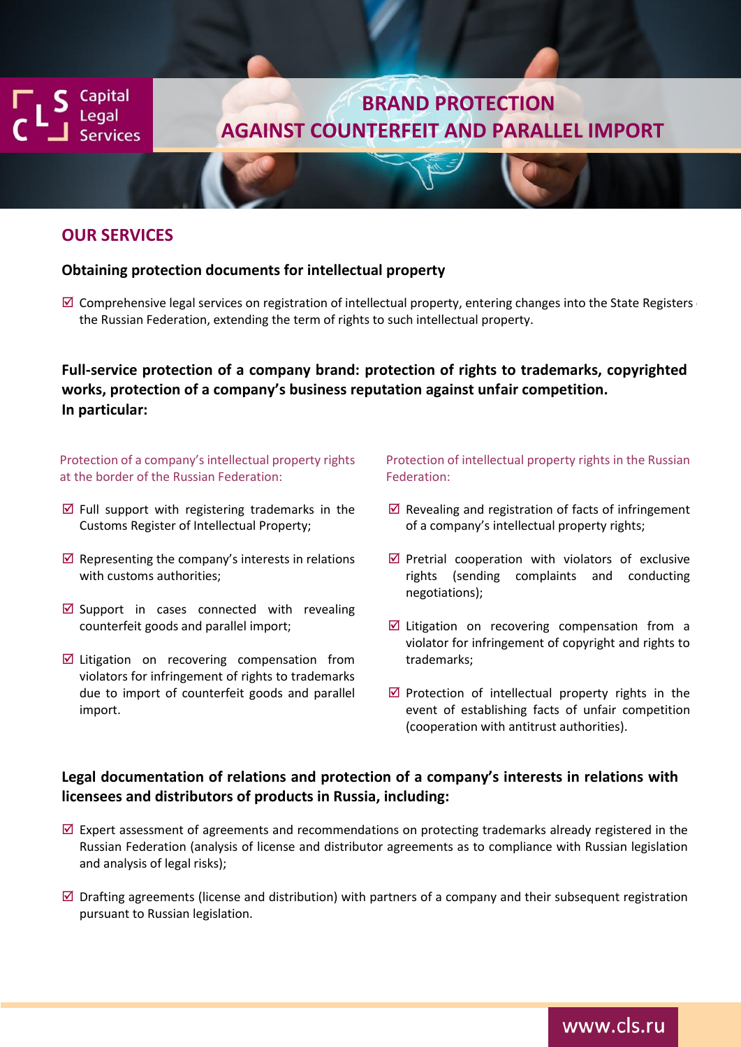Capital Legal Services

# BRAND PROTECTION AGAINST COUNTERFEIT AND PARALLEL IMPORT

## OUR SERVICES

### Obtaining protection documents for intellectual property

- ☑ Comprehensive legal services on registration of intellectual property, entering changes into the State Registers of the Russian Federation, extending the term of rights to such intellectual property.

### Full-service protection of a company brand: protection of rights to trademarks, copyrighted works, protection of a company's business reputation against unfair competition. In particular:

Protection of a company's intellectual property rights at the border of the Russian Federation:

- ☑ Full support with registering trademarks in the Customs Register of Intellectual Property;
- ☑ Representing the company's interests in relations with customs authorities;
- ☑ Support in cases connected with revealing counterfeit goods and parallel import;
- ☑ Litigation on recovering compensation from violators for infringement of rights to trademarks due to import of counterfeit goods and parallel import.

Protection of intellectual property rights in the Russian Federation:

- ☑ Revealing and registration of facts of infringement of a company's intellectual property rights;
- ☑ Pretrial cooperation with violators of exclusive rights (sending complaints and conducting negotiations);
- ☑ Litigation on recovering compensation from a violator for infringement of copyright and rights to trademarks;
- ☑ Protection of intellectual property rights in the event of establishing facts of unfair competition (cooperation with antitrust authorities).

### Legal documentation of relations and protection of a company's interests in relations with licensees and distributors of products in Russia, including:

- ☑ Expert assessment of agreements and recommendations on protecting trademarks already registered in the Russian Federation (analysis of license and distributor agreements as to compliance with Russian legislation and analysis of legal risks);
- ☑ Drafting agreements (license and distribution) with partners of a company and their subsequent registration pursuant to Russian legislation.

www.cls.ru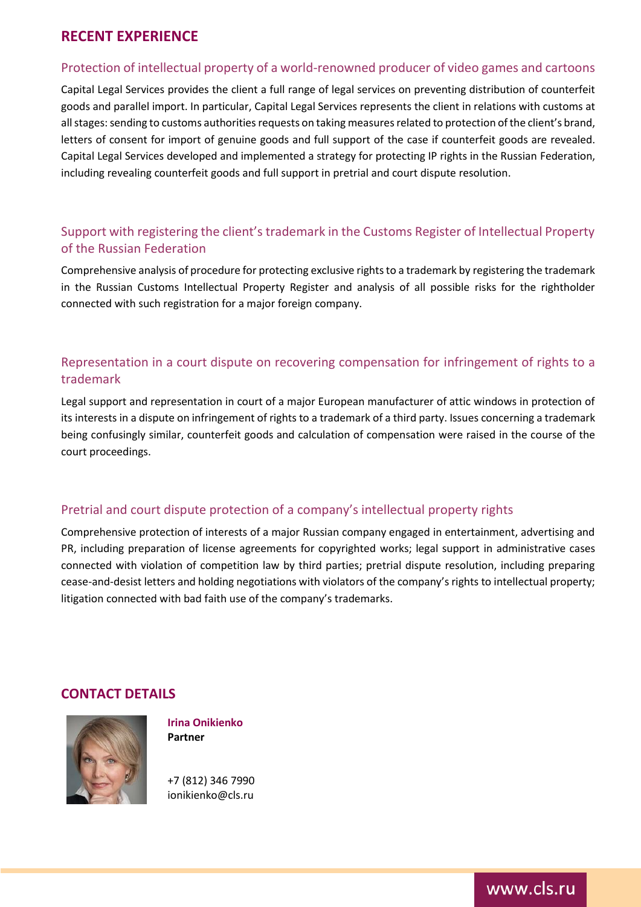## RECENT EXPERIENCE

### Protection of intellectual property of a world-renowned producer of video games and cartoons

Capital Legal Services provides the client a full range of legal services on preventing distribution of counterfeit goods and parallel import. In particular, Capital Legal Services represents the client in relations with customs at all stages: sending to customs authorities requests on taking measures related to protection of the client's brand, letters of consent for import of genuine goods and full support of the case if counterfeit goods are revealed. Capital Legal Services developed and implemented a strategy for protecting IP rights in the Russian Federation, including revealing counterfeit goods and full support in pretrial and court dispute resolution.

### Support with registering the client's trademark in the Customs Register of Intellectual Property of the Russian Federation

Comprehensive analysis of procedure for protecting exclusive rights to a trademark by registering the trademark in the Russian Customs Intellectual Property Register and analysis of all possible risks for the rightholder connected with such registration for a major foreign company.

### Representation in a court dispute on recovering compensation for infringement of rights to a trademark

Legal support and representation in court of a major European manufacturer of attic windows in protection of its interests in a dispute on infringement of rights to a trademark of a third party. Issues concerning a trademark being confusingly similar, counterfeit goods and calculation of compensation were raised in the course of the court proceedings.

### Pretrial and court dispute protection of a company's intellectual property rights

Comprehensive protection of interests of a major Russian company engaged in entertainment, advertising and PR, including preparation of license agreements for copyrighted works; legal support in administrative cases connected with violation of competition law by third parties; pretrial dispute resolution, including preparing cease-and-desist letters and holding negotiations with violators of the company's rights to intellectual property; litigation connected with bad faith use of the company's trademarks.

## CONTACT DETAILS

**Irina Onikienko**
**Partner**

+7 (812) 346 7990
ionikienko@cls.ru

www.cls.ru